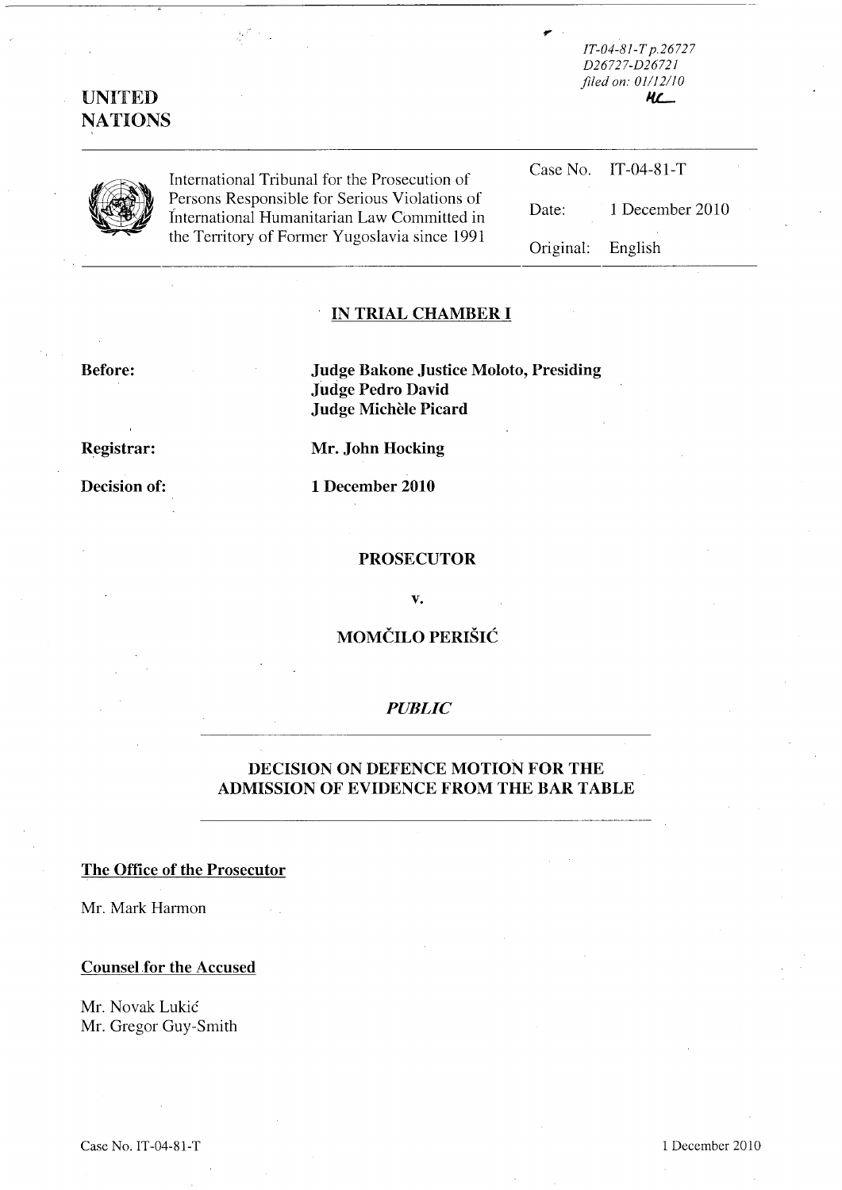IT-04-81-T p.26727
D26727-D26721
filed on: 01/12/10

HL

**UNITED NATIONS**

International Tribunal for the Prosecution of Persons Responsible for Serious Violations of International Humanitarian Law Committed in the Territory of Former Yugoslavia since 1991

| | |
|---|---|
| Case No. | IT-04-81-T |
| Date: | 1 December 2010 |
| Original: | English |

## IN TRIAL CHAMBER I

**Before:** **Judge Bakone Justice Moloto, Presiding**
**Judge Pedro David**
**Judge Michèle Picard**

**Registrar:** **Mr. John Hocking**

**Decision of:** **1 December 2010**

**PROSECUTOR**

**v.**

**MOMČILO PERIŠIĆ**

***PUBLIC***

## DECISION ON DEFENCE MOTION FOR THE ADMISSION OF EVIDENCE FROM THE BAR TABLE

**The Office of the Prosecutor**

Mr. Mark Harmon

**Counsel for the Accused**

Mr. Novak Lukić
Mr. Gregor Guy-Smith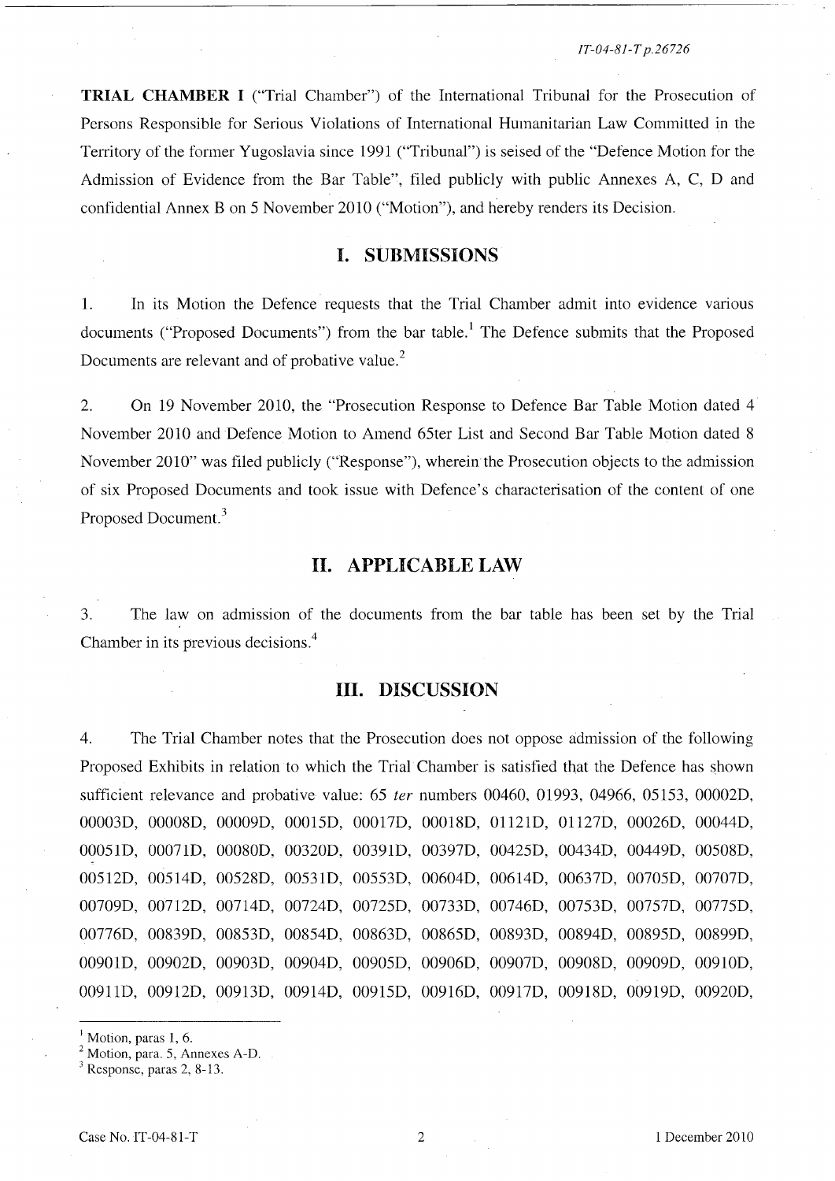**TRIAL CHAMBER I** ("Trial Chamber") of the International Tribunal for the Prosecution of Persons Responsible for Serious Violations of International Humanitarian Law Committed in the Territory of the former Yugoslavia since 1991 ("Tribunal") is seised of the "Defence Motion for the Admission of Evidence from the Bar Table", filed publicly with public Annexes A, C, D and confidential Annex B on 5 November 2010 ("Motion"), and hereby renders its Decision.

## I. SUBMISSIONS

1. In its Motion the Defence requests that the Trial Chamber admit into evidence various documents ("Proposed Documents") from the bar table.[1] The Defence submits that the Proposed Documents are relevant and of probative value.[2]

2. On 19 November 2010, the "Prosecution Response to Defence Bar Table Motion dated 4 November 2010 and Defence Motion to Amend 65ter List and Second Bar Table Motion dated 8 November 2010" was filed publicly ("Response"), wherein the Prosecution objects to the admission of six Proposed Documents and took issue with Defence's characterisation of the content of one Proposed Document.[3]

## II. APPLICABLE LAW

3. The law on admission of the documents from the bar table has been set by the Trial Chamber in its previous decisions.[4]

## III. DISCUSSION

4. The Trial Chamber notes that the Prosecution does not oppose admission of the following Proposed Exhibits in relation to which the Trial Chamber is satisfied that the Defence has shown sufficient relevance and probative value: 65 *ter* numbers 00460, 01993, 04966, 05153, 00002D, 00003D, 00008D, 00009D, 00015D, 00017D, 00018D, 01121D, 01127D, 00026D, 00044D, 00051D, 00071D, 00080D, 00320D, 00391D, 00397D, 00425D, 00434D, 00449D, 00508D, 00512D, 00514D, 00528D, 00531D, 00553D, 00604D, 00614D, 00637D, 00705D, 00707D, 00709D, 00712D, 00714D, 00724D, 00725D, 00733D, 00746D, 00753D, 00757D, 00775D, 00776D, 00839D, 00853D, 00854D, 00863D, 00865D, 00893D, 00894D, 00895D, 00899D, 00901D, 00902D, 00903D, 00904D, 00905D, 00906D, 00907D, 00908D, 00909D, 00910D, 00911D, 00912D, 00913D, 00914D, 00915D, 00916D, 00917D, 00918D, 00919D, 00920D,

---

[1] Motion, paras 1, 6.

[2] Motion, para. 5, Annexes A-D.

[3] Response, paras 2, 8-13.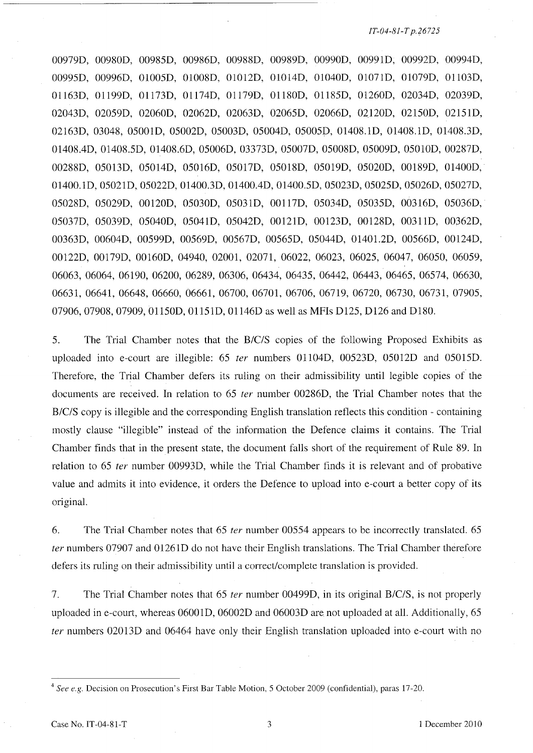00979D, 00980D, 00985D, 00986D, 00988D, 00989D, 00990D, 00991D, 00992D, 00994D, 00995D, 00996D, 01005D, 01008D, 01012D, 01014D, 01040D, 01071D, 01079D, 01103D, 01163D, 01199D, 01173D, 01174D, 01179D, 01180D, 01185D, 01260D, 02034D, 02039D, 02043D, 02059D, 02060D, 02062D, 02063D, 02065D, 02066D, 02120D, 02150D, 02151D, 02163D, 03048, 05001D, 05002D, 05003D, 05004D, 05005D, 01408.1D, 01408.1D, 01408.3D, 01408.4D, 01408.5D, 01408.6D, 05006D, 03373D, 05007D, 05008D, 05009D, 05010D, 00287D, 00288D, 05013D, 05014D, 05016D, 05017D, 05018D, 05019D, 05020D, 00189D, 01400D, 01400.1D, 05021D, 05022D, 01400.3D, 01400.4D, 01400.5D, 05023D, 05025D, 05026D, 05027D, 05028D, 05029D, 00120D, 05030D, 05031D, 00117D, 05034D, 05035D, 00316D, 05036D, 05037D, 05039D, 05040D, 05041D, 05042D, 00121D, 00123D, 00128D, 00311D, 00362D, 00363D, 00604D, 00599D, 00569D, 00567D, 00565D, 05044D, 01401.2D, 00566D, 00124D, 00122D, 00179D, 00160D, 04940, 02001, 02071, 06022, 06023, 06025, 06047, 06050, 06059, 06063, 06064, 06190, 06200, 06289, 06306, 06434, 06435, 06442, 06443, 06465, 06574, 06630, 06631, 06641, 06648, 06660, 06661, 06700, 06701, 06706, 06719, 06720, 06730, 06731, 07905, 07906, 07908, 07909, 01150D, 01151D, 01146D as well as MFIs D125, D126 and D180.

5. The Trial Chamber notes that the B/C/S copies of the following Proposed Exhibits as uploaded into e-court are illegible: 65 *ter* numbers 01104D, 00523D, 05012D and 05015D. Therefore, the Trial Chamber defers its ruling on their admissibility until legible copies of the documents are received. In relation to 65 *ter* number 00286D, the Trial Chamber notes that the B/C/S copy is illegible and the corresponding English translation reflects this condition - containing mostly clause "illegible" instead of the information the Defence claims it contains. The Trial Chamber finds that in the present state, the document falls short of the requirement of Rule 89. In relation to 65 *ter* number 00993D, while the Trial Chamber finds it is relevant and of probative value and admits it into evidence, it orders the Defence to upload into e-court a better copy of its original.

6. The Trial Chamber notes that 65 *ter* number 00554 appears to be incorrectly translated. 65 *ter* numbers 07907 and 01261D do not have their English translations. The Trial Chamber therefore defers its ruling on their admissibility until a correct/complete translation is provided.

7. The Trial Chamber notes that 65 *ter* number 00499D, in its original B/C/S, is not properly uploaded in e-court, whereas 06001D, 06002D and 06003D are not uploaded at all. Additionally, 65 *ter* numbers 02013D and 06464 have only their English translation uploaded into e-court with no

---

[4] *See e.g.* Decision on Prosecution's First Bar Table Motion, 5 October 2009 (confidential), paras 17-20.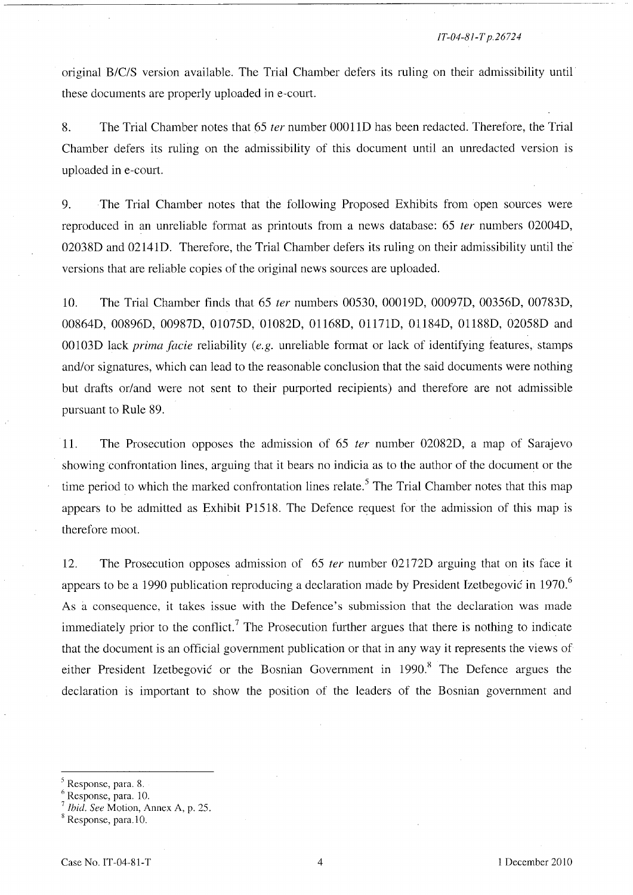original B/C/S version available. The Trial Chamber defers its ruling on their admissibility until these documents are properly uploaded in e-court.

8. The Trial Chamber notes that 65 *ter* number 00011D has been redacted. Therefore, the Trial Chamber defers its ruling on the admissibility of this document until an unredacted version is uploaded in e-court.

9. The Trial Chamber notes that the following Proposed Exhibits from open sources were reproduced in an unreliable format as printouts from a news database: 65 *ter* numbers 02004D, 02038D and 02141D. Therefore, the Trial Chamber defers its ruling on their admissibility until the versions that are reliable copies of the original news sources are uploaded.

10. The Trial Chamber finds that 65 *ter* numbers 00530, 00019D, 00097D, 00356D, 00783D, 00864D, 00896D, 00987D, 01075D, 01082D, 01168D, 01171D, 01184D, 01188D, 02058D and 00103D lack *prima facie* reliability (*e.g.* unreliable format or lack of identifying features, stamps and/or signatures, which can lead to the reasonable conclusion that the said documents were nothing but drafts or/and were not sent to their purported recipients) and therefore are not admissible pursuant to Rule 89.

11. The Prosecution opposes the admission of 65 *ter* number 02082D, a map of Sarajevo showing confrontation lines, arguing that it bears no indicia as to the author of the document or the time period to which the marked confrontation lines relate.[5] The Trial Chamber notes that this map appears to be admitted as Exhibit P1518. The Defence request for the admission of this map is therefore moot.

12. The Prosecution opposes admission of 65 *ter* number 02172D arguing that on its face it appears to be a 1990 publication reproducing a declaration made by President Izetbegović in 1970.[6] As a consequence, it takes issue with the Defence's submission that the declaration was made immediately prior to the conflict.[7] The Prosecution further argues that there is nothing to indicate that the document is an official government publication or that in any way it represents the views of either President Izetbegović or the Bosnian Government in 1990.[8] The Defence argues the declaration is important to show the position of the leaders of the Bosnian government and

---

[5] Response, para. 8.

[6] Response, para. 10.

[7] *Ibid. See* Motion, Annex A, p. 25.

[8] Response, para.10.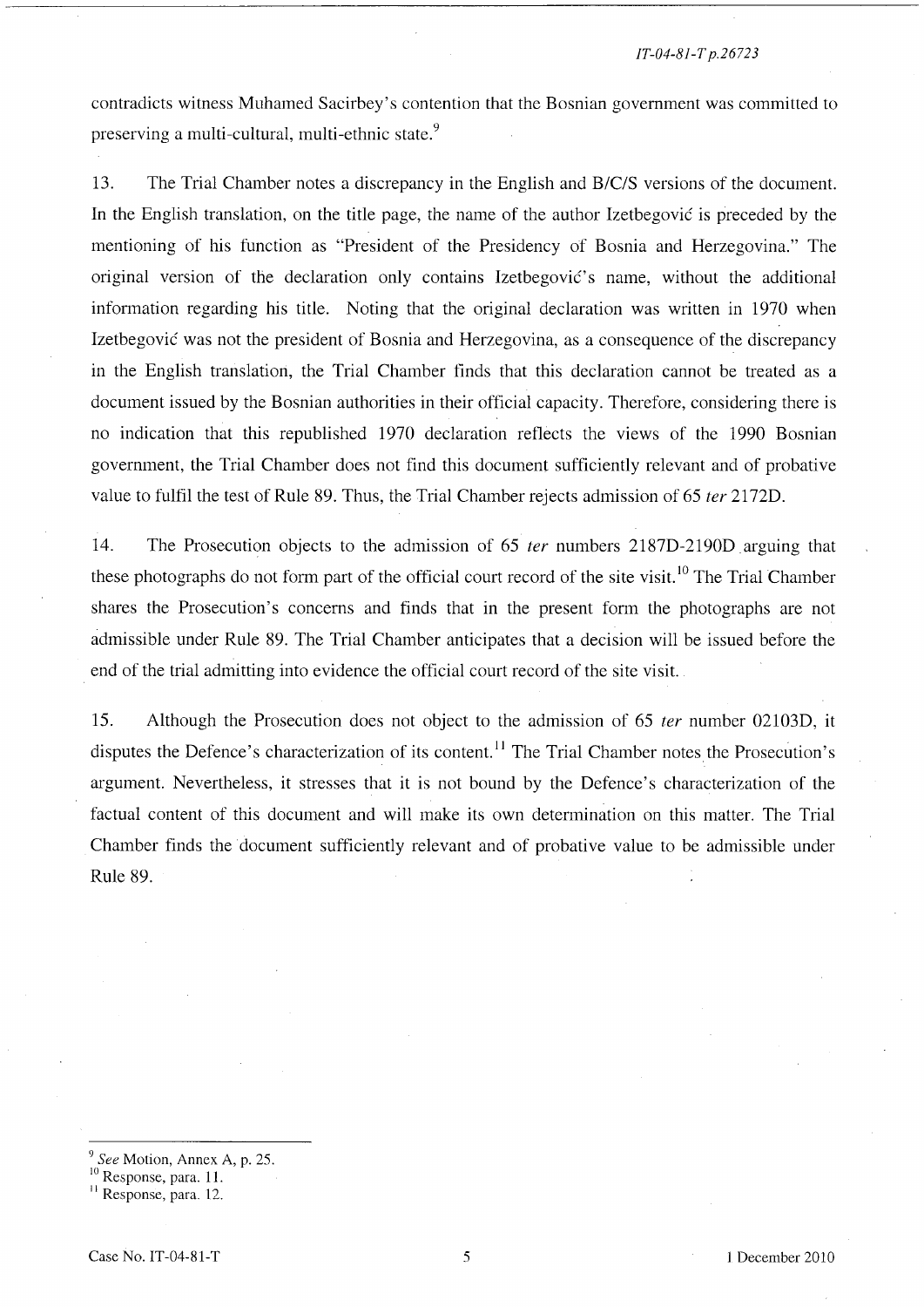contradicts witness Muhamed Sacirbey's contention that the Bosnian government was committed to preserving a multi-cultural, multi-ethnic state.[9]

13. The Trial Chamber notes a discrepancy in the English and B/C/S versions of the document. In the English translation, on the title page, the name of the author Izetbegović is preceded by the mentioning of his function as "President of the Presidency of Bosnia and Herzegovina." The original version of the declaration only contains Izetbegović's name, without the additional information regarding his title. Noting that the original declaration was written in 1970 when Izetbegović was not the president of Bosnia and Herzegovina, as a consequence of the discrepancy in the English translation, the Trial Chamber finds that this declaration cannot be treated as a document issued by the Bosnian authorities in their official capacity. Therefore, considering there is no indication that this republished 1970 declaration reflects the views of the 1990 Bosnian government, the Trial Chamber does not find this document sufficiently relevant and of probative value to fulfil the test of Rule 89. Thus, the Trial Chamber rejects admission of 65 *ter* 2172D.

14. The Prosecution objects to the admission of 65 *ter* numbers 2187D-2190D arguing that these photographs do not form part of the official court record of the site visit.[10] The Trial Chamber shares the Prosecution's concerns and finds that in the present form the photographs are not admissible under Rule 89. The Trial Chamber anticipates that a decision will be issued before the end of the trial admitting into evidence the official court record of the site visit.

15. Although the Prosecution does not object to the admission of 65 *ter* number 02103D, it disputes the Defence's characterization of its content.[11] The Trial Chamber notes the Prosecution's argument. Nevertheless, it stresses that it is not bound by the Defence's characterization of the factual content of this document and will make its own determination on this matter. The Trial Chamber finds the document sufficiently relevant and of probative value to be admissible under Rule 89.

---

[9] *See* Motion, Annex A, p. 25.

[10] Response, para. 11.

[11] Response, para. 12.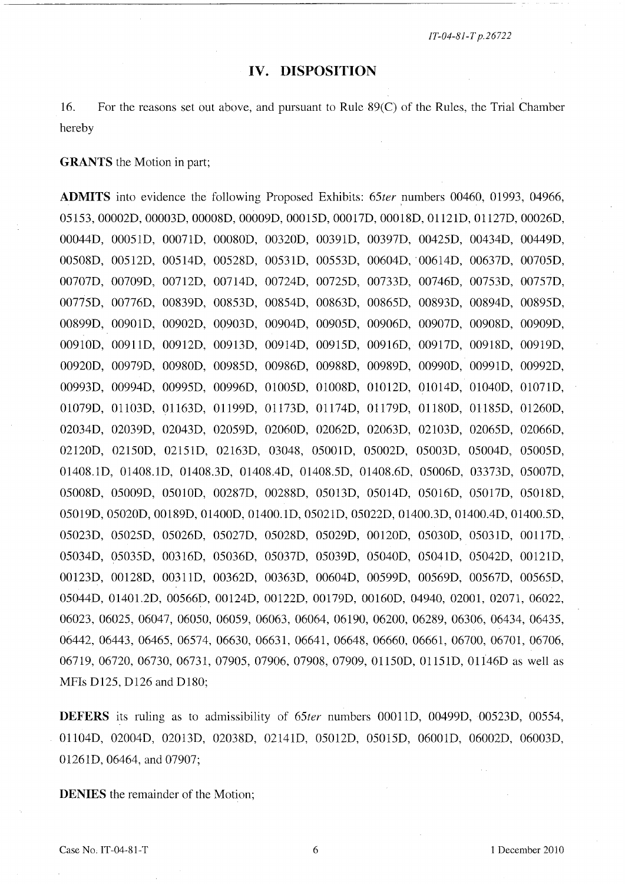# IV. DISPOSITION

16. For the reasons set out above, and pursuant to Rule 89(C) of the Rules, the Trial Chamber hereby

**GRANTS** the Motion in part;

**ADMITS** into evidence the following Proposed Exhibits: *65ter* numbers 00460, 01993, 04966, 05153, 00002D, 00003D, 00008D, 00009D, 00015D, 00017D, 00018D, 01121D, 01127D, 00026D, 00044D, 00051D, 00071D, 00080D, 00320D, 00391D, 00397D, 00425D, 00434D, 00449D, 00508D, 00512D, 00514D, 00528D, 00531D, 00553D, 00604D, 00614D, 00637D, 00705D, 00707D, 00709D, 00712D, 00714D, 00724D, 00725D, 00733D, 00746D, 00753D, 00757D, 00775D, 00776D, 00839D, 00853D, 00854D, 00863D, 00865D, 00893D, 00894D, 00895D, 00899D, 00901D, 00902D, 00903D, 00904D, 00905D, 00906D, 00907D, 00908D, 00909D, 00910D, 00911D, 00912D, 00913D, 00914D, 00915D, 00916D, 00917D, 00918D, 00919D, 00920D, 00979D, 00980D, 00985D, 00986D, 00988D, 00989D, 00990D, 00991D, 00992D, 00993D, 00994D, 00995D, 00996D, 01005D, 01008D, 01012D, 01014D, 01040D, 01071D, 01079D, 01103D, 01163D, 01199D, 01173D, 01174D, 01179D, 01180D, 01185D, 01260D, 02034D, 02039D, 02043D, 02059D, 02060D, 02062D, 02063D, 02103D, 02065D, 02066D, 02120D, 02150D, 02151D, 02163D, 03048, 05001D, 05002D, 05003D, 05004D, 05005D, 01408.1D, 01408.1D, 01408.3D, 01408.4D, 01408.5D, 01408.6D, 05006D, 03373D, 05007D, 05008D, 05009D, 05010D, 00287D, 00288D, 05013D, 05014D, 05016D, 05017D, 05018D, 05019D, 05020D, 00189D, 01400D, 01400.1D, 05021D, 05022D, 01400.3D, 01400.4D, 01400.5D, 05023D, 05025D, 05026D, 05027D, 05028D, 05029D, 00120D, 05030D, 05031D, 00117D, 05034D, 05035D, 00316D, 05036D, 05037D, 05039D, 05040D, 05041D, 05042D, 00121D, 00123D, 00128D, 00311D, 00362D, 00363D, 00604D, 00599D, 00569D, 00567D, 00565D, 05044D, 01401.2D, 00566D, 00124D, 00122D, 00179D, 00160D, 04940, 02001, 02071, 06022, 06023, 06025, 06047, 06050, 06059, 06063, 06064, 06190, 06200, 06289, 06306, 06434, 06435, 06442, 06443, 06465, 06574, 06630, 06631, 06641, 06648, 06660, 06661, 06700, 06701, 06706, 06719, 06720, 06730, 06731, 07905, 07906, 07908, 07909, 01150D, 01151D, 01146D as well as MFIs D125, D126 and D180;

**DEFERS** its ruling as to admissibility of *65ter* numbers 00011D, 00499D, 00523D, 00554, 01104D, 02004D, 02013D, 02038D, 02141D, 05012D, 05015D, 06001D, 06002D, 06003D, 01261D, 06464, and 07907;

**DENIES** the remainder of the Motion;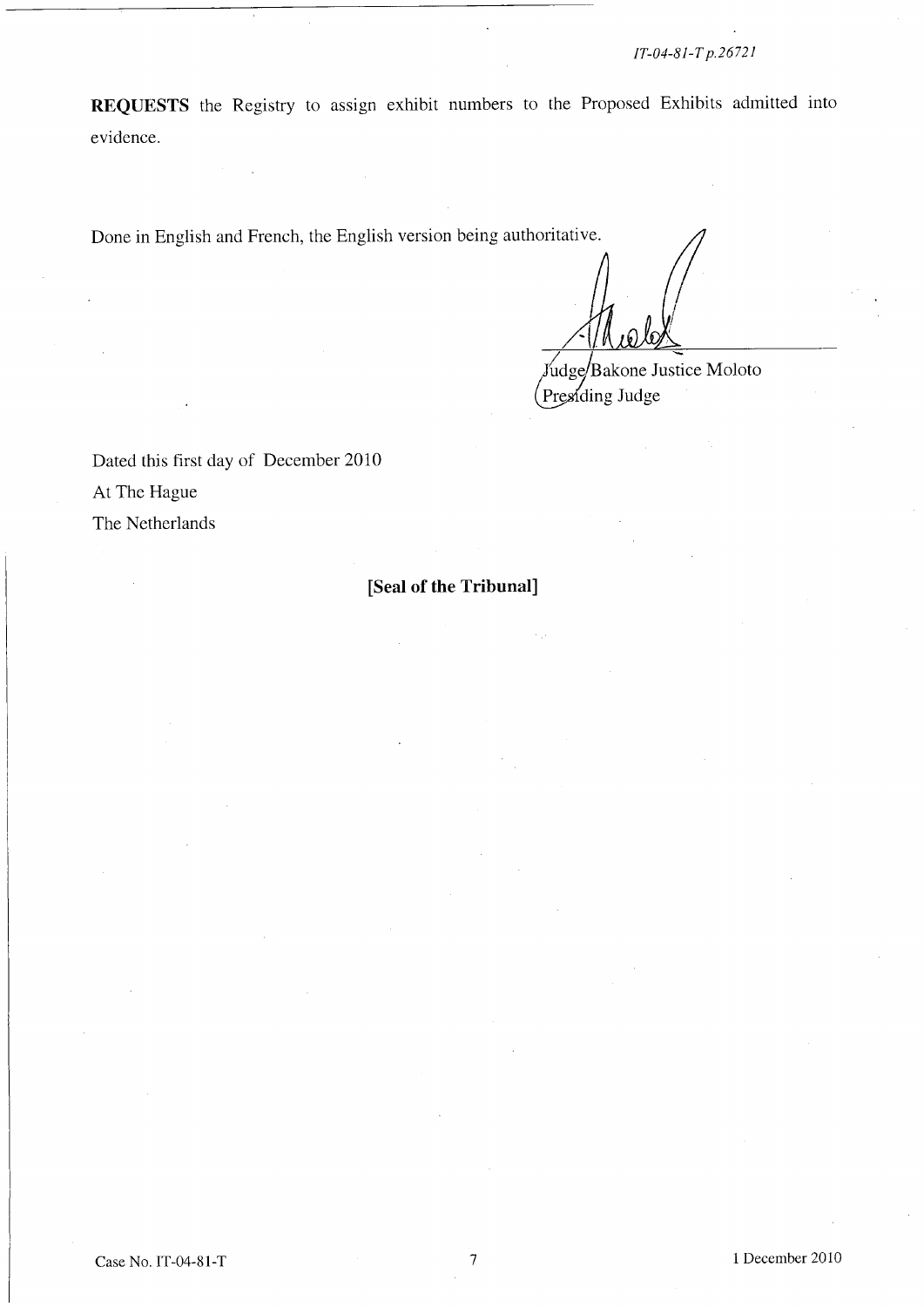**REQUESTS** the Registry to assign exhibit numbers to the Proposed Exhibits admitted into evidence.

Done in English and French, the English version being authoritative.

Judge Bakone Justice Moloto
Presiding Judge

Dated this first day of December 2010
At The Hague
The Netherlands

**[Seal of the Tribunal]**